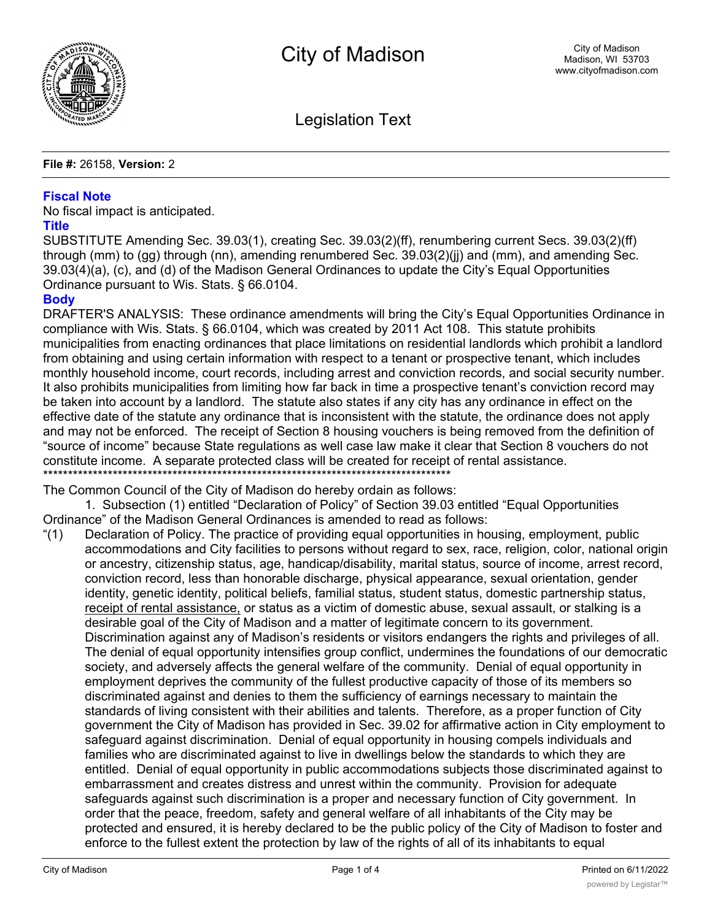# City of Madison

City of Madison
Madison, WI 53703
www.cityofmadison.com

## Legislation Text

**File #:** 26158, **Version:** 2

### Fiscal Note

No fiscal impact is anticipated.

### Title

SUBSTITUTE Amending Sec. 39.03(1), creating Sec. 39.03(2)(ff), renumbering current Secs. 39.03(2)(ff) through (mm) to (gg) through (nn), amending renumbered Sec. 39.03(2)(jj) and (mm), and amending Sec. 39.03(4)(a), (c), and (d) of the Madison General Ordinances to update the City's Equal Opportunities Ordinance pursuant to Wis. Stats. § 66.0104.

### Body

DRAFTER'S ANALYSIS: These ordinance amendments will bring the City's Equal Opportunities Ordinance in compliance with Wis. Stats. § 66.0104, which was created by 2011 Act 108. This statute prohibits municipalities from enacting ordinances that place limitations on residential landlords which prohibit a landlord from obtaining and using certain information with respect to a tenant or prospective tenant, which includes monthly household income, court records, including arrest and conviction records, and social security number. It also prohibits municipalities from limiting how far back in time a prospective tenant's conviction record may be taken into account by a landlord. The statute also states if any city has any ordinance in effect on the effective date of the statute any ordinance that is inconsistent with the statute, the ordinance does not apply and may not be enforced. The receipt of Section 8 housing vouchers is being removed from the definition of "source of income" because State regulations as well case law make it clear that Section 8 vouchers do not constitute income. A separate protected class will be created for receipt of rental assistance.

**********************************************************************************

The Common Council of the City of Madison do hereby ordain as follows:

1. Subsection (1) entitled "Declaration of Policy" of Section 39.03 entitled "Equal Opportunities Ordinance" of the Madison General Ordinances is amended to read as follows:

"(1) Declaration of Policy. The practice of providing equal opportunities in housing, employment, public accommodations and City facilities to persons without regard to sex, race, religion, color, national origin or ancestry, citizenship status, age, handicap/disability, marital status, source of income, arrest record, conviction record, less than honorable discharge, physical appearance, sexual orientation, gender identity, genetic identity, political beliefs, familial status, student status, domestic partnership status, <u>receipt of rental assistance,</u> or status as a victim of domestic abuse, sexual assault, or stalking is a desirable goal of the City of Madison and a matter of legitimate concern to its government. Discrimination against any of Madison's residents or visitors endangers the rights and privileges of all. The denial of equal opportunity intensifies group conflict, undermines the foundations of our democratic society, and adversely affects the general welfare of the community. Denial of equal opportunity in employment deprives the community of the fullest productive capacity of those of its members so discriminated against and denies to them the sufficiency of earnings necessary to maintain the standards of living consistent with their abilities and talents. Therefore, as a proper function of City government the City of Madison has provided in Sec. 39.02 for affirmative action in City employment to safeguard against discrimination. Denial of equal opportunity in housing compels individuals and families who are discriminated against to live in dwellings below the standards to which they are entitled. Denial of equal opportunity in public accommodations subjects those discriminated against to embarrassment and creates distress and unrest within the community. Provision for adequate safeguards against such discrimination is a proper and necessary function of City government. In order that the peace, freedom, safety and general welfare of all inhabitants of the City may be protected and ensured, it is hereby declared to be the public policy of the City of Madison to foster and enforce to the fullest extent the protection by law of the rights of all of its inhabitants to equal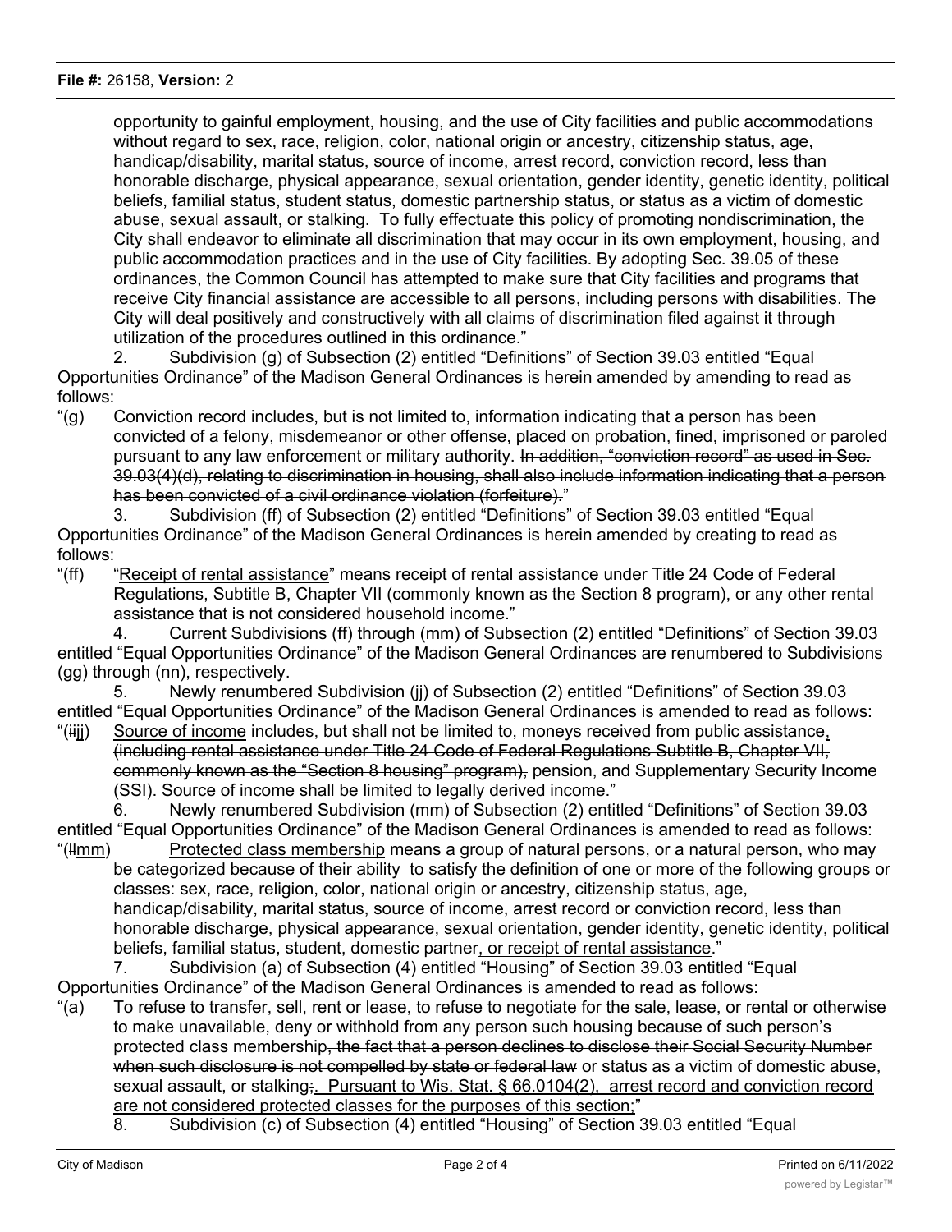opportunity to gainful employment, housing, and the use of City facilities and public accommodations without regard to sex, race, religion, color, national origin or ancestry, citizenship status, age, handicap/disability, marital status, source of income, arrest record, conviction record, less than honorable discharge, physical appearance, sexual orientation, gender identity, genetic identity, political beliefs, familial status, student status, domestic partnership status, or status as a victim of domestic abuse, sexual assault, or stalking. To fully effectuate this policy of promoting nondiscrimination, the City shall endeavor to eliminate all discrimination that may occur in its own employment, housing, and public accommodation practices and in the use of City facilities. By adopting Sec. 39.05 of these ordinances, the Common Council has attempted to make sure that City facilities and programs that receive City financial assistance are accessible to all persons, including persons with disabilities. The City will deal positively and constructively with all claims of discrimination filed against it through utilization of the procedures outlined in this ordinance."

2. Subdivision (g) of Subsection (2) entitled "Definitions" of Section 39.03 entitled "Equal Opportunities Ordinance" of the Madison General Ordinances is herein amended by amending to read as follows:

"(g) Conviction record includes, but is not limited to, information indicating that a person has been convicted of a felony, misdemeanor or other offense, placed on probation, fined, imprisoned or paroled pursuant to any law enforcement or military authority. ~~In addition, "conviction record" as used in Sec. 39.03(4)(d), relating to discrimination in housing, shall also include information indicating that a person has been convicted of a civil ordinance violation (forfeiture).~~"

3. Subdivision (ff) of Subsection (2) entitled "Definitions" of Section 39.03 entitled "Equal Opportunities Ordinance" of the Madison General Ordinances is herein amended by creating to read as follows:

"(ff) "Receipt of rental assistance" means receipt of rental assistance under Title 24 Code of Federal Regulations, Subtitle B, Chapter VII (commonly known as the Section 8 program), or any other rental assistance that is not considered household income."

4. Current Subdivisions (ff) through (mm) of Subsection (2) entitled "Definitions" of Section 39.03 entitled "Equal Opportunities Ordinance" of the Madison General Ordinances are renumbered to Subdivisions (gg) through (nn), respectively.

5. Newly renumbered Subdivision (jj) of Subsection (2) entitled "Definitions" of Section 39.03 entitled "Equal Opportunities Ordinance" of the Madison General Ordinances is amended to read as follows:

"(~~ii~~jj) Source of income includes, but shall not be limited to, moneys received from public assistance, ~~(including rental assistance under Title 24 Code of Federal Regulations Subtitle B, Chapter VII, commonly known as the "Section 8 housing" program),~~ pension, and Supplementary Security Income (SSI). Source of income shall be limited to legally derived income."

6. Newly renumbered Subdivision (mm) of Subsection (2) entitled "Definitions" of Section 39.03 entitled "Equal Opportunities Ordinance" of the Madison General Ordinances is amended to read as follows:

"(~~ll~~mm) Protected class membership means a group of natural persons, or a natural person, who may be categorized because of their ability to satisfy the definition of one or more of the following groups or classes: sex, race, religion, color, national origin or ancestry, citizenship status, age, handicap/disability, marital status, source of income, arrest record or conviction record, less than honorable discharge, physical appearance, sexual orientation, gender identity, genetic identity, political beliefs, familial status, student, domestic partner, or receipt of rental assistance."

7. Subdivision (a) of Subsection (4) entitled "Housing" of Section 39.03 entitled "Equal Opportunities Ordinance" of the Madison General Ordinances is amended to read as follows:

"(a) To refuse to transfer, sell, rent or lease, to refuse to negotiate for the sale, lease, or rental or otherwise to make unavailable, deny or withhold from any person such housing because of such person's protected class membership~~, the fact that a person declines to disclose their Social Security Number when such disclosure is not compelled by state or federal law~~ or status as a victim of domestic abuse, sexual assault, or stalking~~;~~. Pursuant to Wis. Stat. § 66.0104(2), arrest record and conviction record are not considered protected classes for the purposes of this section;"

8. Subdivision (c) of Subsection (4) entitled "Housing" of Section 39.03 entitled "Equal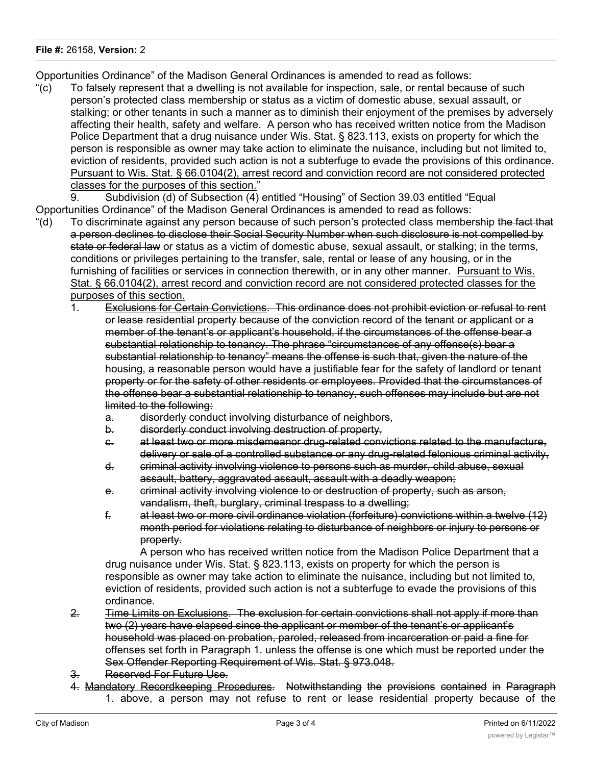Opportunities Ordinance" of the Madison General Ordinances is amended to read as follows:

"(c) To falsely represent that a dwelling is not available for inspection, sale, or rental because of such person's protected class membership or status as a victim of domestic abuse, sexual assault, or stalking; or other tenants in such a manner as to diminish their enjoyment of the premises by adversely affecting their health, safety and welfare. A person who has received written notice from the Madison Police Department that a drug nuisance under Wis. Stat. § 823.113, exists on property for which the person is responsible as owner may take action to eliminate the nuisance, including but not limited to, eviction of residents, provided such action is not a subterfuge to evade the provisions of this ordinance. <u>Pursuant to Wis. Stat. § 66.0104(2), arrest record and conviction record are not considered protected classes for the purposes of this section.</u>"

9. Subdivision (d) of Subsection (4) entitled "Housing" of Section 39.03 entitled "Equal Opportunities Ordinance" of the Madison General Ordinances is amended to read as follows:

"(d) To discriminate against any person because of such person's protected class membership ~~the fact that a person declines to disclose their Social Security Number when such disclosure is not compelled by state or federal law~~ or status as a victim of domestic abuse, sexual assault, or stalking; in the terms, conditions or privileges pertaining to the transfer, sale, rental or lease of any housing, or in the furnishing of facilities or services in connection therewith, or in any other manner. <u>Pursuant to Wis. Stat. § 66.0104(2), arrest record and conviction record are not considered protected classes for the purposes of this section.</u>

1. ~~Exclusions for Certain Convictions. This ordinance does not prohibit eviction or refusal to rent or lease residential property because of the conviction record of the tenant or applicant or a member of the tenant's or applicant's household, if the circumstances of the offense bear a substantial relationship to tenancy. The phrase "circumstances of any offense(s) bear a substantial relationship to tenancy" means the offense is such that, given the nature of the housing, a reasonable person would have a justifiable fear for the safety of landlord or tenant property or for the safety of other residents or employees. Provided that the circumstances of the offense bear a substantial relationship to tenancy, such offenses may include but are not limited to the following:~~
   - ~~a. disorderly conduct involving disturbance of neighbors,~~
   - ~~b. disorderly conduct involving destruction of property,~~
   - ~~c. at least two or more misdemeanor drug-related convictions related to the manufacture, delivery or sale of a controlled substance or any drug-related felonious criminal activity,~~
   - ~~d. criminal activity involving violence to persons such as murder, child abuse, sexual assault, battery, aggravated assault, assault with a deadly weapon;~~
   - ~~e. criminal activity involving violence to or destruction of property, such as arson, vandalism, theft, burglary, criminal trespass to a dwelling;~~
   - ~~f. at least two or more civil ordinance violation (forfeiture) convictions within a twelve (12) month period for violations relating to disturbance of neighbors or injury to persons or property.~~

   A person who has received written notice from the Madison Police Department that a drug nuisance under Wis. Stat. § 823.113, exists on property for which the person is responsible as owner may take action to eliminate the nuisance, including but not limited to, eviction of residents, provided such action is not a subterfuge to evade the provisions of this ordinance.

2. ~~2. Time Limits on Exclusions. The exclusion for certain convictions shall not apply if more than two (2) years have elapsed since the applicant or member of the tenant's or applicant's household was placed on probation, paroled, released from incarceration or paid a fine for offenses set forth in Paragraph 1. unless the offense is one which must be reported under the Sex Offender Reporting Requirement of Wis. Stat. § 973.048.~~

3. ~~3. Reserved For Future Use.~~

4. ~~4.~~ <u>Mandatory Recordkeeping Procedures</u>. ~~Notwithstanding the provisions contained in Paragraph 1. above, a person may not refuse to rent or lease residential property because of the~~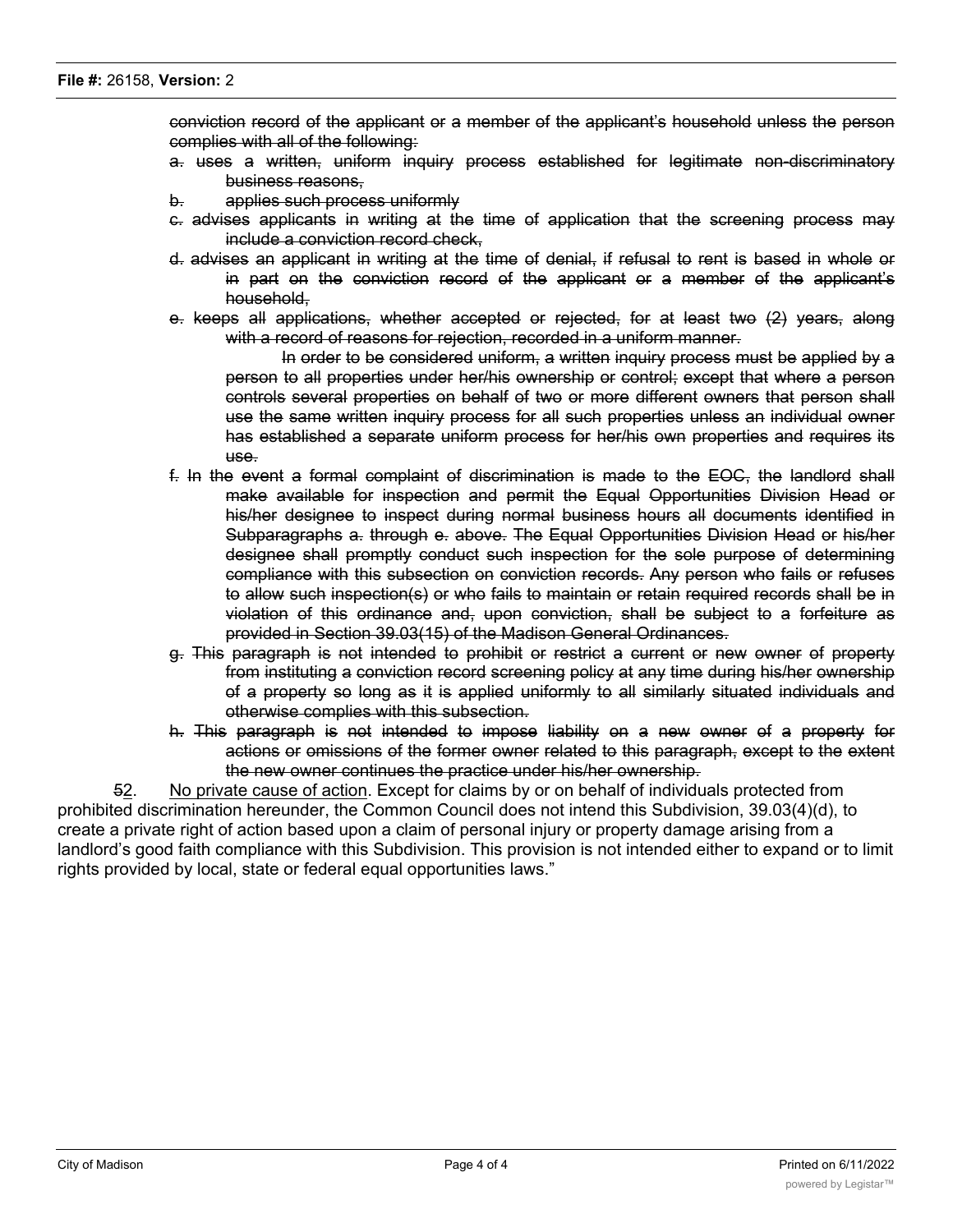~~conviction record of the applicant or a member of the applicant's household unless the person complies with all of the following:~~

~~a. uses a written, uniform inquiry process established for legitimate non-discriminatory business reasons,~~

~~b. applies such process uniformly~~

~~c. advises applicants in writing at the time of application that the screening process may include a conviction record check,~~

~~d. advises an applicant in writing at the time of denial, if refusal to rent is based in whole or in part on the conviction record of the applicant or a member of the applicant's household,~~

~~e. keeps all applications, whether accepted or rejected, for at least two (2) years, along with a record of reasons for rejection, recorded in a uniform manner.~~

~~In order to be considered uniform, a written inquiry process must be applied by a person to all properties under her/his ownership or control; except that where a person controls several properties on behalf of two or more different owners that person shall use the same written inquiry process for all such properties unless an individual owner has established a separate uniform process for her/his own properties and requires its use.~~

~~f. In the event a formal complaint of discrimination is made to the EOC, the landlord shall make available for inspection and permit the Equal Opportunities Division Head or his/her designee to inspect during normal business hours all documents identified in Subparagraphs a. through e. above. The Equal Opportunities Division Head or his/her designee shall promptly conduct such inspection for the sole purpose of determining compliance with this subsection on conviction records. Any person who fails or refuses to allow such inspection(s) or who fails to maintain or retain required records shall be in violation of this ordinance and, upon conviction, shall be subject to a forfeiture as provided in Section 39.03(15) of the Madison General Ordinances.~~

~~g. This paragraph is not intended to prohibit or restrict a current or new owner of property from instituting a conviction record screening policy at any time during his/her ownership of a property so long as it is applied uniformly to all similarly situated individuals and otherwise complies with this subsection.~~

~~h. This paragraph is not intended to impose liability on a new owner of a property for actions or omissions of the former owner related to this paragraph, except to the extent the new owner continues the practice under his/her ownership.~~

~~5~~<u>2</u>. <u>No private cause of action</u>. Except for claims by or on behalf of individuals protected from prohibited discrimination hereunder, the Common Council does not intend this Subdivision, 39.03(4)(d), to create a private right of action based upon a claim of personal injury or property damage arising from a landlord's good faith compliance with this Subdivision. This provision is not intended either to expand or to limit rights provided by local, state or federal equal opportunities laws."